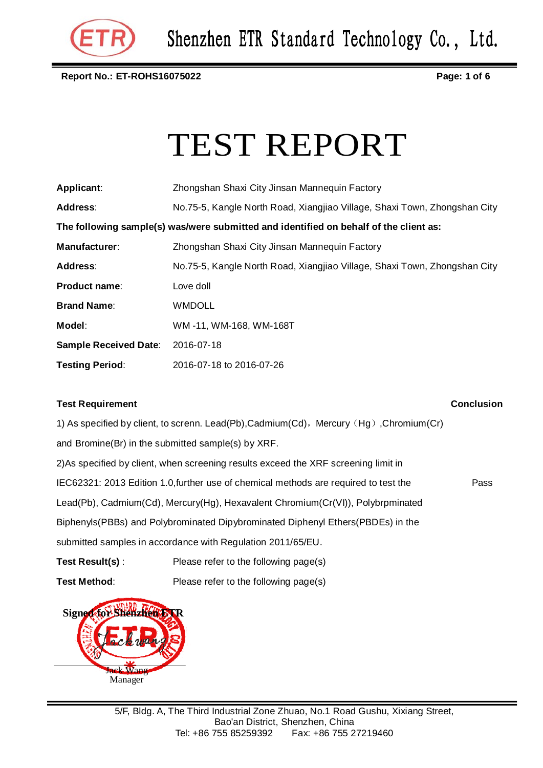Shenzhen ETR Standard Technology Co., Ltd.

**Report No.: ET-ROHS16075022**

# TEST REPORT

| | |
|---|---|
| **Applicant**: | Zhongshan Shaxi City Jinsan Mannequin Factory |
| **Address**: | No.75-5, Kangle North Road, Xiangjiao Village, Shaxi Town, Zhongshan City |

**The following sample(s) was/were submitted and identified on behalf of the client as:**

| | |
|---|---|
| **Manufacturer**: | Zhongshan Shaxi City Jinsan Mannequin Factory |
| **Address**: | No.75-5, Kangle North Road, Xiangjiao Village, Shaxi Town, Zhongshan City |
| **Product name**: | Love doll |
| **Brand Name**: | WMDOLL |
| **Model**: | WM -11, WM-168, WM-168T |
| **Sample Received Date**: | 2016-07-18 |
| **Testing Period**: | 2016-07-18 to 2016-07-26 |

| **Test Requirement** | **Conclusion** |
|---|---|
| 1) As specified by client, to screnn. Lead(Pb),Cadmium(Cd)，Mercury（Hg）,Chromium(Cr) and Bromine(Br) in the submitted sample(s) by XRF.<br>2)As specified by client, when screening results exceed the XRF screening limit in IEC62321: 2013 Edition 1.0,further use of chemical methods are required to test the Lead(Pb), Cadmium(Cd), Mercury(Hg), Hexavalent Chromium(Cr(VI)), Polybrpminated Biphenyls(PBBs) and Polybrominated Dipybrominated Diphenyl Ethers(PBDEs) in the submitted samples in accordance with Regulation 2011/65/EU. | Pass |

**Test Result(s)** : Please refer to the following page(s)

**Test Method**: Please refer to the following page(s)

Signed for Shenzhen ETR

Jack Wang
Manager

5/F, Bldg. A, The Third Industrial Zone Zhuao, No.1 Road Gushu, Xixiang Street, Bao'an District, Shenzhen, China
Tel: +86 755 85259392 Fax: +86 755 27219460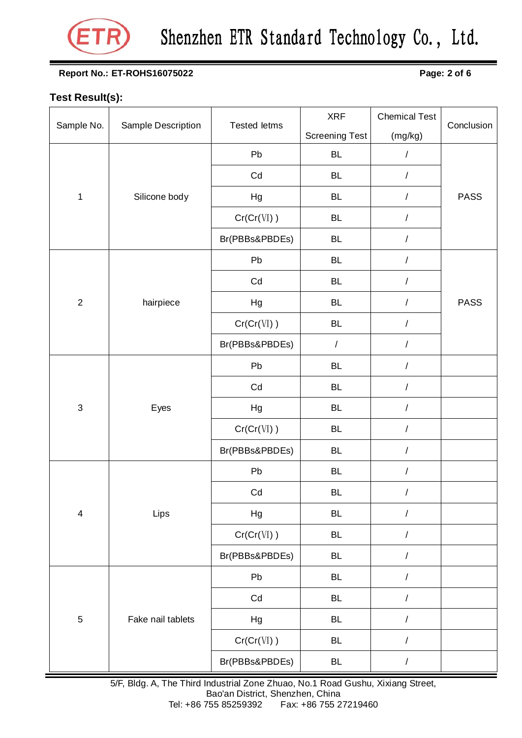Report No.: ET-ROHS16075022

## Test Result(s):

| Sample No. | Sample Description | Tested Ietms | XRF Screening Test | Chemical Test (mg/kg) | Conclusion |
|---|---|---|---|---|---|
| 1 | Silicone body | Pb | BL | / | PASS |
| | | Cd | BL | / | |
| | | Hg | BL | / | |
| | | Cr(Cr(VI) ) | BL | / | |
| | | Br(PBBs&PBDEs) | BL | / | |
| 2 | hairpiece | Pb | BL | / | PASS |
| | | Cd | BL | / | |
| | | Hg | BL | / | |
| | | Cr(Cr(VI) ) | BL | / | |
| | | Br(PBBs&PBDEs) | / | / | |
| 3 | Eyes | Pb | BL | / | |
| | | Cd | BL | / | |
| | | Hg | BL | / | |
| | | Cr(Cr(VI) ) | BL | / | |
| | | Br(PBBs&PBDEs) | BL | / | |
| 4 | Lips | Pb | BL | / | |
| | | Cd | BL | / | |
| | | Hg | BL | / | |
| | | Cr(Cr(VI) ) | BL | / | |
| | | Br(PBBs&PBDEs) | BL | / | |
| 5 | Fake nail tablets | Pb | BL | / | |
| | | Cd | BL | / | |
| | | Hg | BL | / | |
| | | Cr(Cr(VI) ) | BL | / | |
| | | Br(PBBs&PBDEs) | BL | / | |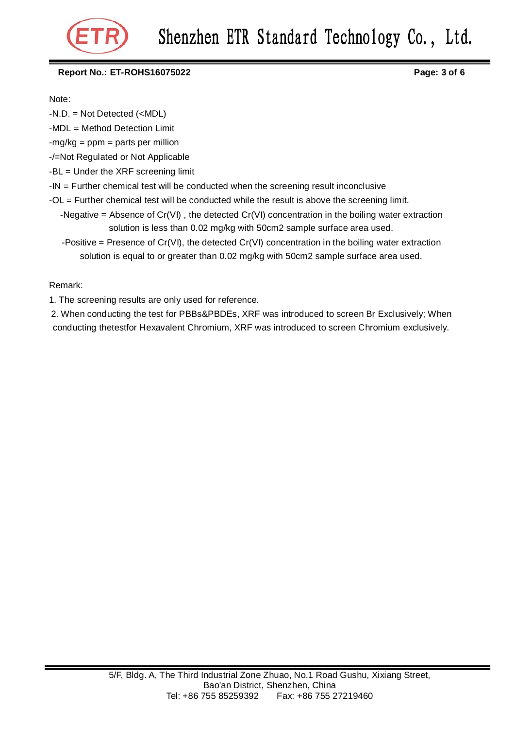Note:

-N.D. = Not Detected (<MDL)

-MDL = Method Detection Limit

-mg/kg = ppm = parts per million

-/=Not Regulated or Not Applicable

-BL = Under the XRF screening limit

-IN = Further chemical test will be conducted when the screening result inconclusive

-OL = Further chemical test will be conducted while the result is above the screening limit.

-Negative = Absence of Cr(VI) , the detected Cr(VI) concentration in the boiling water extraction solution is less than 0.02 mg/kg with 50cm2 sample surface area used.

-Positive = Presence of Cr(VI), the detected Cr(VI) concentration in the boiling water extraction solution is equal to or greater than 0.02 mg/kg with 50cm2 sample surface area used.

Remark:

1. The screening results are only used for reference.
2. When conducting the test for PBBs&PBDEs, XRF was introduced to screen Br Exclusively; When conducting thetestfor Hexavalent Chromium, XRF was introduced to screen Chromium exclusively.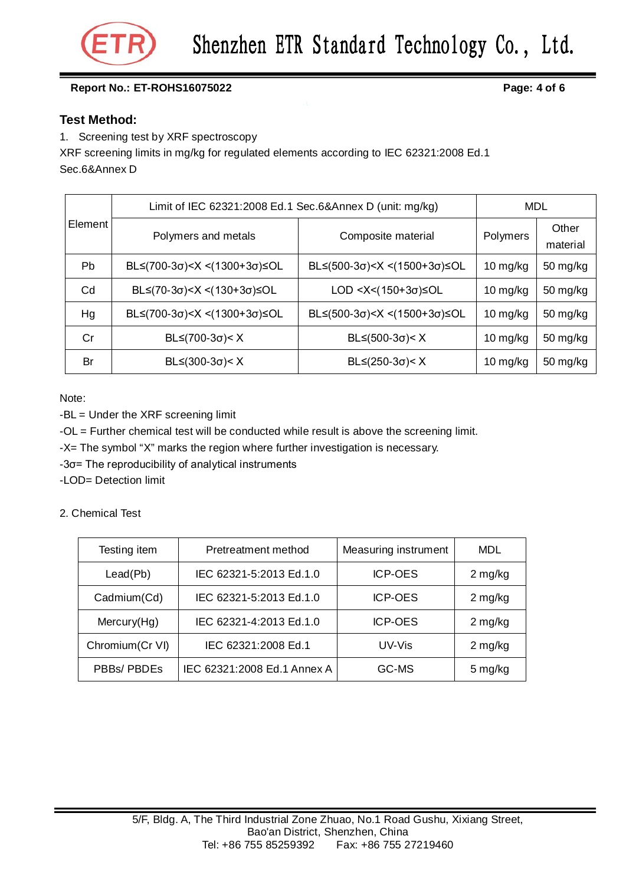## Test Method:

1. Screening test by XRF spectroscopy

XRF screening limits in mg/kg for regulated elements according to IEC 62321:2008 Ed.1 Sec.6&Annex D

| Element | Limit of IEC 62321:2008 Ed.1 Sec.6&Annex D (unit: mg/kg) | | MDL | |
|---|---|---|---|---|
| | Polymers and metals | Composite material | Polymers | Other material |
| Pb | BL≤(700-3σ)<X <(1300+3σ)≤OL | BL≤(500-3σ)<X <(1500+3σ)≤OL | 10 mg/kg | 50 mg/kg |
| Cd | BL≤(70-3σ)<X <(130+3σ)≤OL | LOD <X<(150+3σ)≤OL | 10 mg/kg | 50 mg/kg |
| Hg | BL≤(700-3σ)<X <(1300+3σ)≤OL | BL≤(500-3σ)<X <(1500+3σ)≤OL | 10 mg/kg | 50 mg/kg |
| Cr | BL≤(700-3σ)< X | BL≤(500-3σ)< X | 10 mg/kg | 50 mg/kg |
| Br | BL≤(300-3σ)< X | BL≤(250-3σ)< X | 10 mg/kg | 50 mg/kg |

Note:

-BL = Under the XRF screening limit

-OL = Further chemical test will be conducted while result is above the screening limit.

-X= The symbol “X” marks the region where further investigation is necessary.

-3σ= The reproducibility of analytical instruments

-LOD= Detection limit

2. Chemical Test

| Testing item | Pretreatment method | Measuring instrument | MDL |
|---|---|---|---|
| Lead(Pb) | IEC 62321-5:2013 Ed.1.0 | ICP-OES | 2 mg/kg |
| Cadmium(Cd) | IEC 62321-5:2013 Ed.1.0 | ICP-OES | 2 mg/kg |
| Mercury(Hg) | IEC 62321-4:2013 Ed.1.0 | ICP-OES | 2 mg/kg |
| Chromium(Cr VI) | IEC 62321:2008 Ed.1 | UV-Vis | 2 mg/kg |
| PBBs/ PBDEs | IEC 62321:2008 Ed.1 Annex A | GC-MS | 5 mg/kg |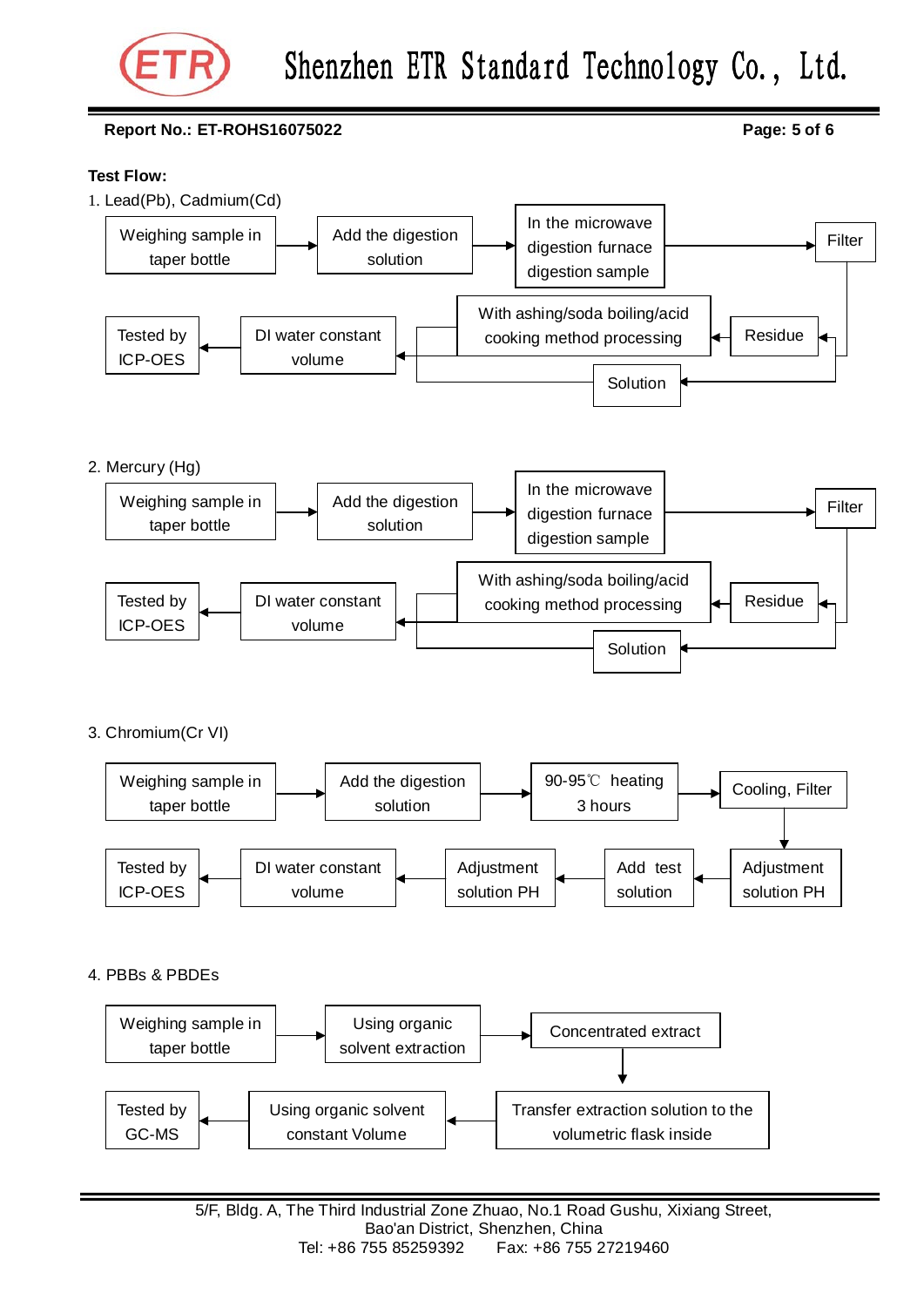Report No.: ET-ROHS16075022

**Test Flow:**

1. Lead(Pb), Cadmium(Cd)

Weighing sample in taper bottle → Add the digestion solution → In the microwave digestion furnace digestion sample → Filter

Filter → Residue → With ashing/soda boiling/acid cooking method processing → DI water constant volume → Tested by ICP-OES

Filter → Solution → DI water constant volume → Tested by ICP-OES

2. Mercury (Hg)

Weighing sample in taper bottle → Add the digestion solution → In the microwave digestion furnace digestion sample → Filter

Filter → Residue → With ashing/soda boiling/acid cooking method processing → DI water constant volume → Tested by ICP-OES

Filter → Solution → DI water constant volume → Tested by ICP-OES

3. Chromium(Cr VI)

Weighing sample in taper bottle → Add the digestion solution → 90-95℃ heating 3 hours → Cooling, Filter → Adjustment solution PH → Add test solution → Adjustment solution PH → DI water constant volume → Tested by ICP-OES

4. PBBs & PBDEs

Weighing sample in taper bottle → Using organic solvent extraction → Concentrated extract → Transfer extraction solution to the volumetric flask inside → Using organic solvent constant Volume → Tested by GC-MS

5/F, Bldg. A, The Third Industrial Zone Zhuao, No.1 Road Gushu, Xixiang Street, Bao'an District, Shenzhen, China
Tel: +86 755 85259392 Fax: +86 755 27219460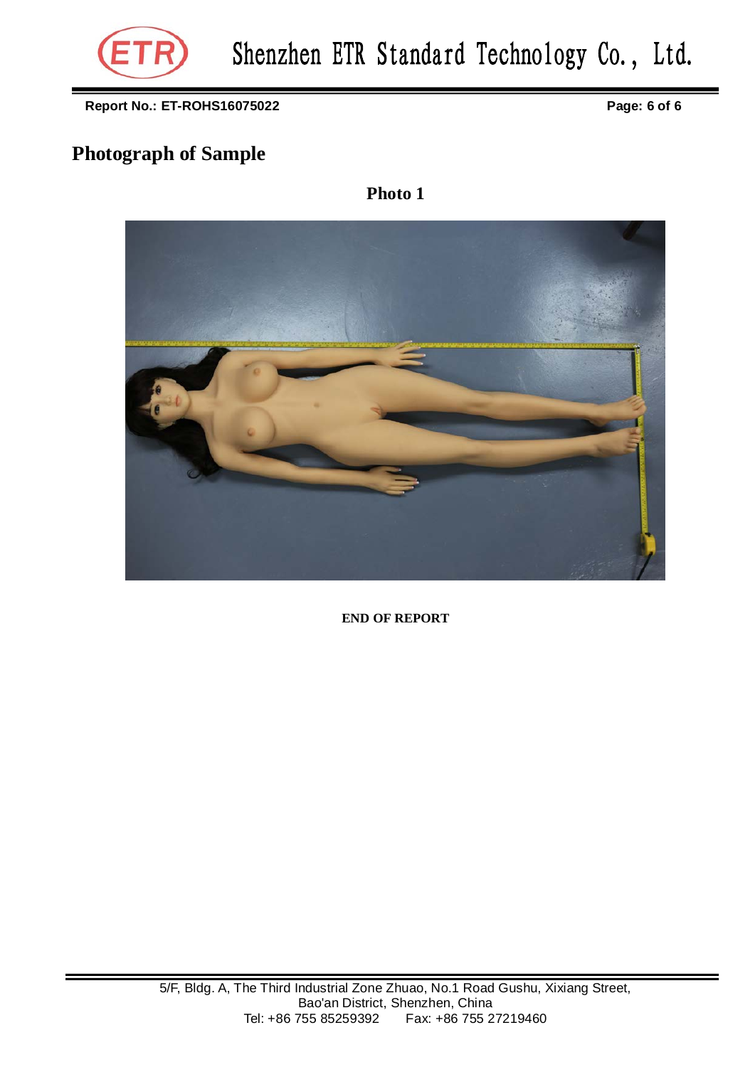# Photograph of Sample

**Photo 1**

**END OF REPORT**